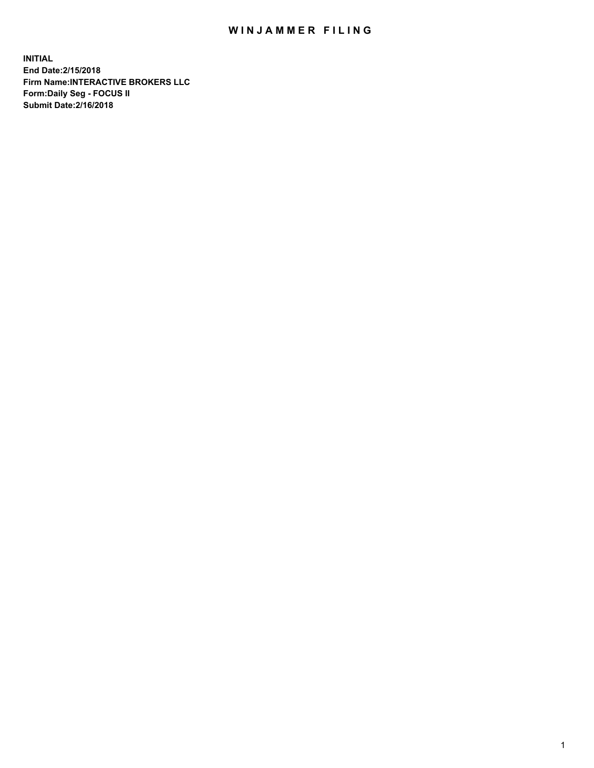# WINJAMMER FILING

**INITIAL**
**End Date:2/15/2018**
**Firm Name:INTERACTIVE BROKERS LLC**
**Form:Daily Seg - FOCUS II**
**Submit Date:2/16/2018**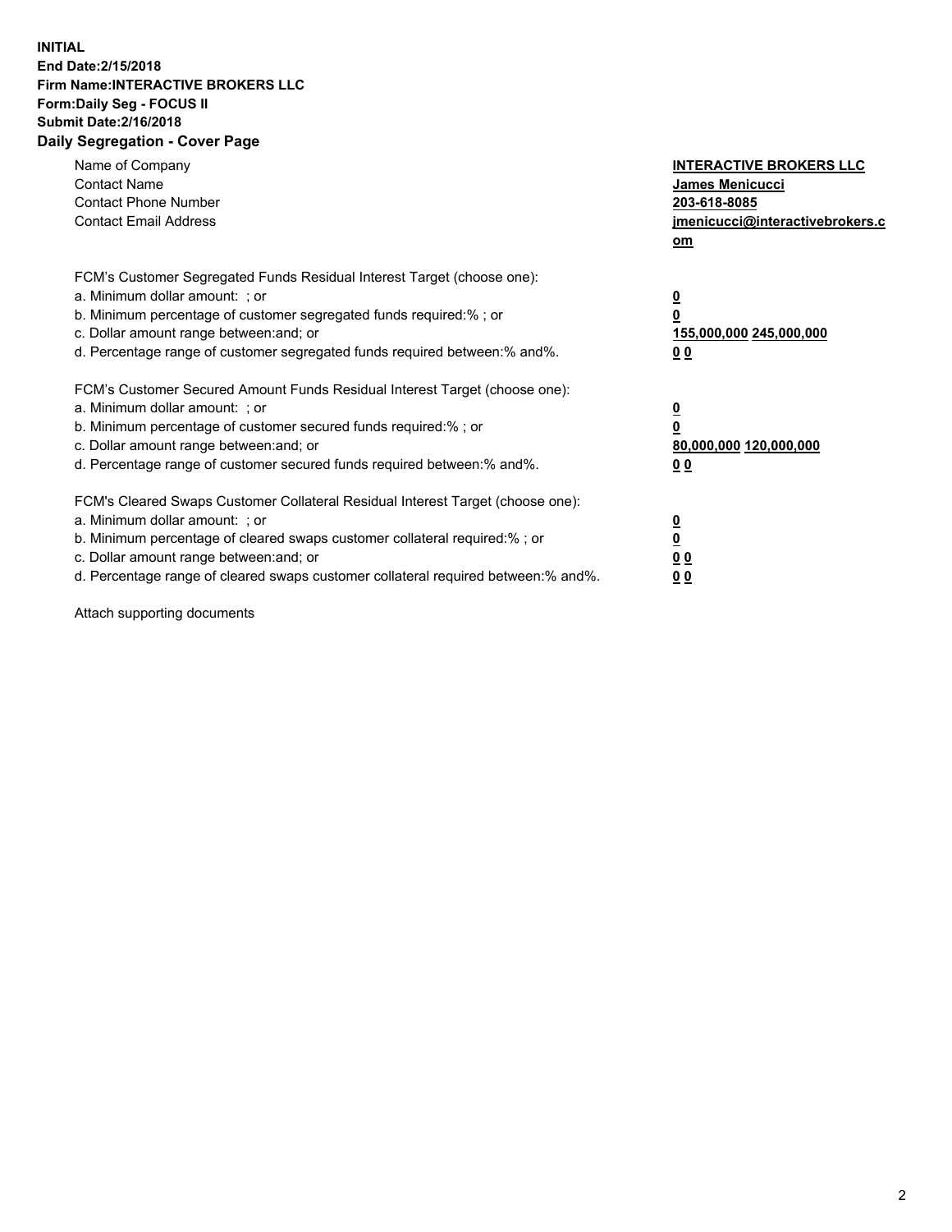**INITIAL**
**End Date:2/15/2018**
**Firm Name:INTERACTIVE BROKERS LLC**
**Form:Daily Seg - FOCUS II**
**Submit Date:2/16/2018**
**Daily Segregation - Cover Page**

| | |
|---|---|
| Name of Company | **INTERACTIVE BROKERS LLC** |
| Contact Name | **James Menicucci** |
| Contact Phone Number | **203-618-8085** |
| Contact Email Address | **jmenicucci@interactivebrokers.com** |

FCM's Customer Segregated Funds Residual Interest Target (choose one):

| | |
|---|---|
| a. Minimum dollar amount: ; or | **0** |
| b. Minimum percentage of customer segregated funds required:% ; or | **0** |
| c. Dollar amount range between:and; or | **155,000,000 245,000,000** |
| d. Percentage range of customer segregated funds required between:% and%. | **0 0** |

FCM's Customer Secured Amount Funds Residual Interest Target (choose one):

| | |
|---|---|
| a. Minimum dollar amount: ; or | **0** |
| b. Minimum percentage of customer secured funds required:% ; or | **0** |
| c. Dollar amount range between:and; or | **80,000,000 120,000,000** |
| d. Percentage range of customer secured funds required between:% and%. | **0 0** |

FCM's Cleared Swaps Customer Collateral Residual Interest Target (choose one):

| | |
|---|---|
| a. Minimum dollar amount: ; or | **0** |
| b. Minimum percentage of cleared swaps customer collateral required:% ; or | **0** |
| c. Dollar amount range between:and; or | **0 0** |
| d. Percentage range of cleared swaps customer collateral required between:% and%. | **0 0** |

Attach supporting documents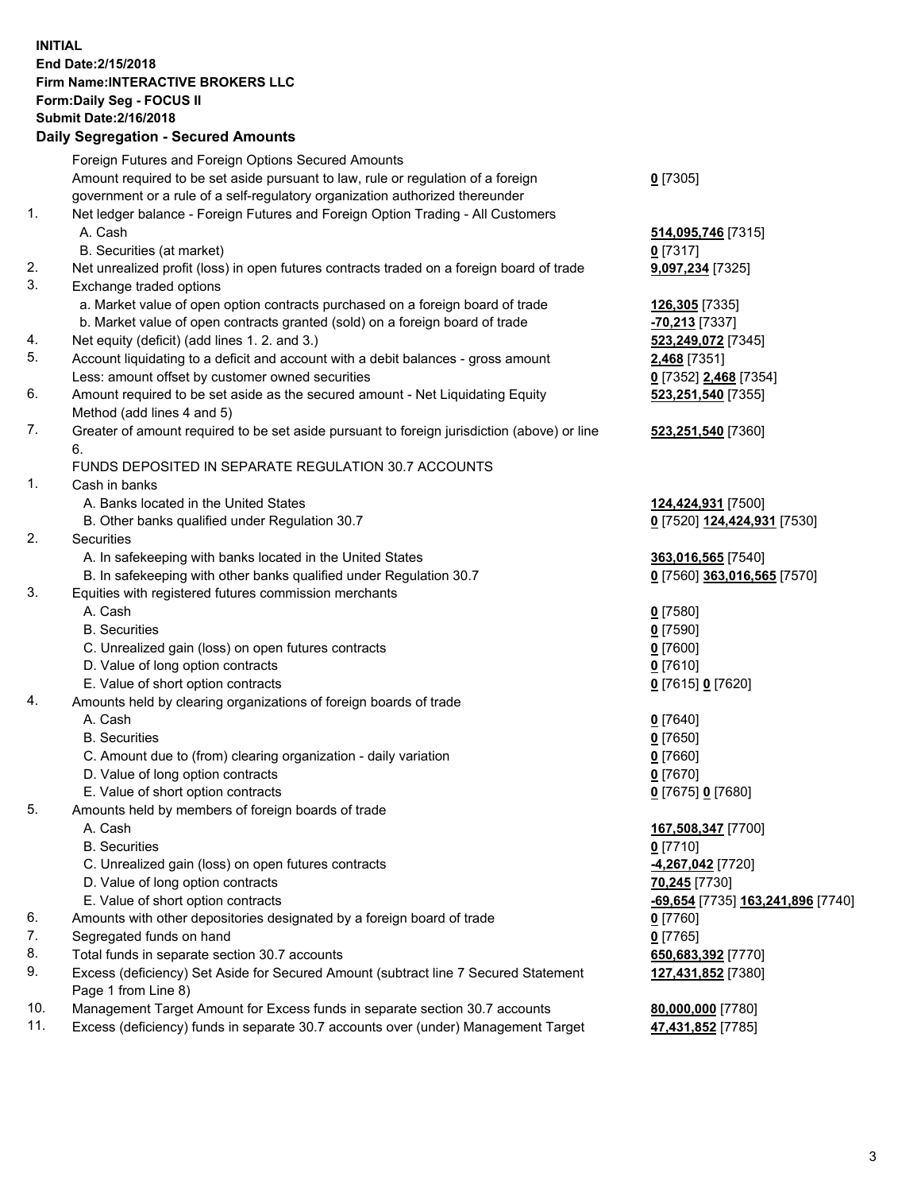**INITIAL**
**End Date:2/15/2018**
**Firm Name:INTERACTIVE BROKERS LLC**
**Form:Daily Seg - FOCUS II**
**Submit Date:2/16/2018**

## Daily Segregation - Secured Amounts

| | | |
|---|---|---|
| | Foreign Futures and Foreign Options Secured Amounts | |
| | Amount required to be set aside pursuant to law, rule or regulation of a foreign government or a rule of a self-regulatory organization authorized thereunder | **0** [7305] |
| 1. | Net ledger balance - Foreign Futures and Foreign Option Trading - All Customers | |
| | A. Cash | **514,095,746** [7315] |
| | B. Securities (at market) | **0** [7317] |
| 2. | Net unrealized profit (loss) in open futures contracts traded on a foreign board of trade | **9,097,234** [7325] |
| 3. | Exchange traded options | |
| | a. Market value of open option contracts purchased on a foreign board of trade | **126,305** [7335] |
| | b. Market value of open contracts granted (sold) on a foreign board of trade | **-70,213** [7337] |
| 4. | Net equity (deficit) (add lines 1. 2. and 3.) | **523,249,072** [7345] |
| 5. | Account liquidating to a deficit and account with a debit balances - gross amount | **2,468** [7351] |
| | Less: amount offset by customer owned securities | **0** [7352] **2,468** [7354] |
| 6. | Amount required to be set aside as the secured amount - Net Liquidating Equity Method (add lines 4 and 5) | **523,251,540** [7355] |
| 7. | Greater of amount required to be set aside pursuant to foreign jurisdiction (above) or line 6. | **523,251,540** [7360] |
| | FUNDS DEPOSITED IN SEPARATE REGULATION 30.7 ACCOUNTS | |
| 1. | Cash in banks | |
| | A. Banks located in the United States | **124,424,931** [7500] |
| | B. Other banks qualified under Regulation 30.7 | **0** [7520] **124,424,931** [7530] |
| 2. | Securities | |
| | A. In safekeeping with banks located in the United States | **363,016,565** [7540] |
| | B. In safekeeping with other banks qualified under Regulation 30.7 | **0** [7560] **363,016,565** [7570] |
| 3. | Equities with registered futures commission merchants | |
| | A. Cash | **0** [7580] |
| | B. Securities | **0** [7590] |
| | C. Unrealized gain (loss) on open futures contracts | **0** [7600] |
| | D. Value of long option contracts | **0** [7610] |
| | E. Value of short option contracts | **0** [7615] **0** [7620] |
| 4. | Amounts held by clearing organizations of foreign boards of trade | |
| | A. Cash | **0** [7640] |
| | B. Securities | **0** [7650] |
| | C. Amount due to (from) clearing organization - daily variation | **0** [7660] |
| | D. Value of long option contracts | **0** [7670] |
| | E. Value of short option contracts | **0** [7675] **0** [7680] |
| 5. | Amounts held by members of foreign boards of trade | |
| | A. Cash | **167,508,347** [7700] |
| | B. Securities | **0** [7710] |
| | C. Unrealized gain (loss) on open futures contracts | **-4,267,042** [7720] |
| | D. Value of long option contracts | **70,245** [7730] |
| | E. Value of short option contracts | **-69,654** [7735] **163,241,896** [7740] |
| 6. | Amounts with other depositories designated by a foreign board of trade | **0** [7760] |
| 7. | Segregated funds on hand | **0** [7765] |
| 8. | Total funds in separate section 30.7 accounts | **650,683,392** [7770] |
| 9. | Excess (deficiency) Set Aside for Secured Amount (subtract line 7 Secured Statement Page 1 from Line 8) | **127,431,852** [7380] |
| 10. | Management Target Amount for Excess funds in separate section 30.7 accounts | **80,000,000** [7780] |
| 11. | Excess (deficiency) funds in separate 30.7 accounts over (under) Management Target | **47,431,852** [7785] |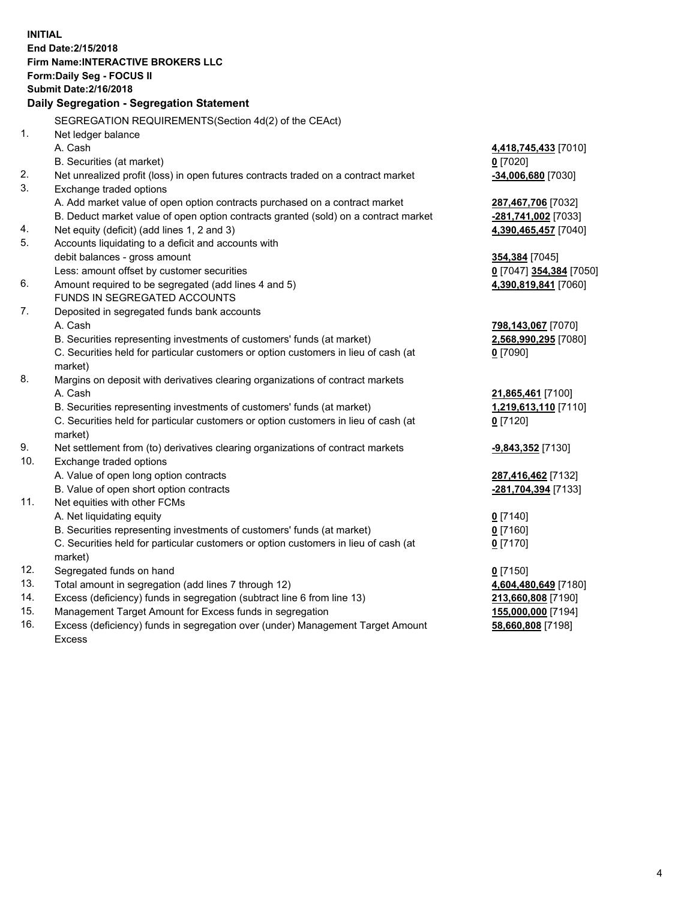**INITIAL**
**End Date:2/15/2018**
**Firm Name:INTERACTIVE BROKERS LLC**
**Form:Daily Seg - FOCUS II**
**Submit Date:2/16/2018**

## Daily Segregation - Segregation Statement

SEGREGATION REQUIREMENTS(Section 4d(2) of the CEAct)

| | | |
|---|---|---|
| 1. | Net ledger balance | |
| | A. Cash | **4,418,745,433** [7010] |
| | B. Securities (at market) | **0** [7020] |
| 2. | Net unrealized profit (loss) in open futures contracts traded on a contract market | **-34,006,680** [7030] |
| 3. | Exchange traded options | |
| | A. Add market value of open option contracts purchased on a contract market | **287,467,706** [7032] |
| | B. Deduct market value of open option contracts granted (sold) on a contract market | **-281,741,002** [7033] |
| 4. | Net equity (deficit) (add lines 1, 2 and 3) | **4,390,465,457** [7040] |
| 5. | Accounts liquidating to a deficit and accounts with | |
| | debit balances - gross amount | **354,384** [7045] |
| | Less: amount offset by customer securities | **0** [7047] **354,384** [7050] |
| 6. | Amount required to be segregated (add lines 4 and 5) | **4,390,819,841** [7060] |
| | FUNDS IN SEGREGATED ACCOUNTS | |
| 7. | Deposited in segregated funds bank accounts | |
| | A. Cash | **798,143,067** [7070] |
| | B. Securities representing investments of customers' funds (at market) | **2,568,990,295** [7080] |
| | C. Securities held for particular customers or option customers in lieu of cash (at market) | **0** [7090] |
| 8. | Margins on deposit with derivatives clearing organizations of contract markets | |
| | A. Cash | **21,865,461** [7100] |
| | B. Securities representing investments of customers' funds (at market) | **1,219,613,110** [7110] |
| | C. Securities held for particular customers or option customers in lieu of cash (at market) | **0** [7120] |
| 9. | Net settlement from (to) derivatives clearing organizations of contract markets | **-9,843,352** [7130] |
| 10. | Exchange traded options | |
| | A. Value of open long option contracts | **287,416,462** [7132] |
| | B. Value of open short option contracts | **-281,704,394** [7133] |
| 11. | Net equities with other FCMs | |
| | A. Net liquidating equity | **0** [7140] |
| | B. Securities representing investments of customers' funds (at market) | **0** [7160] |
| | C. Securities held for particular customers or option customers in lieu of cash (at market) | **0** [7170] |
| 12. | Segregated funds on hand | **0** [7150] |
| 13. | Total amount in segregation (add lines 7 through 12) | **4,604,480,649** [7180] |
| 14. | Excess (deficiency) funds in segregation (subtract line 6 from line 13) | **213,660,808** [7190] |
| 15. | Management Target Amount for Excess funds in segregation | **155,000,000** [7194] |
| 16. | Excess (deficiency) funds in segregation over (under) Management Target Amount Excess | **58,660,808** [7198] |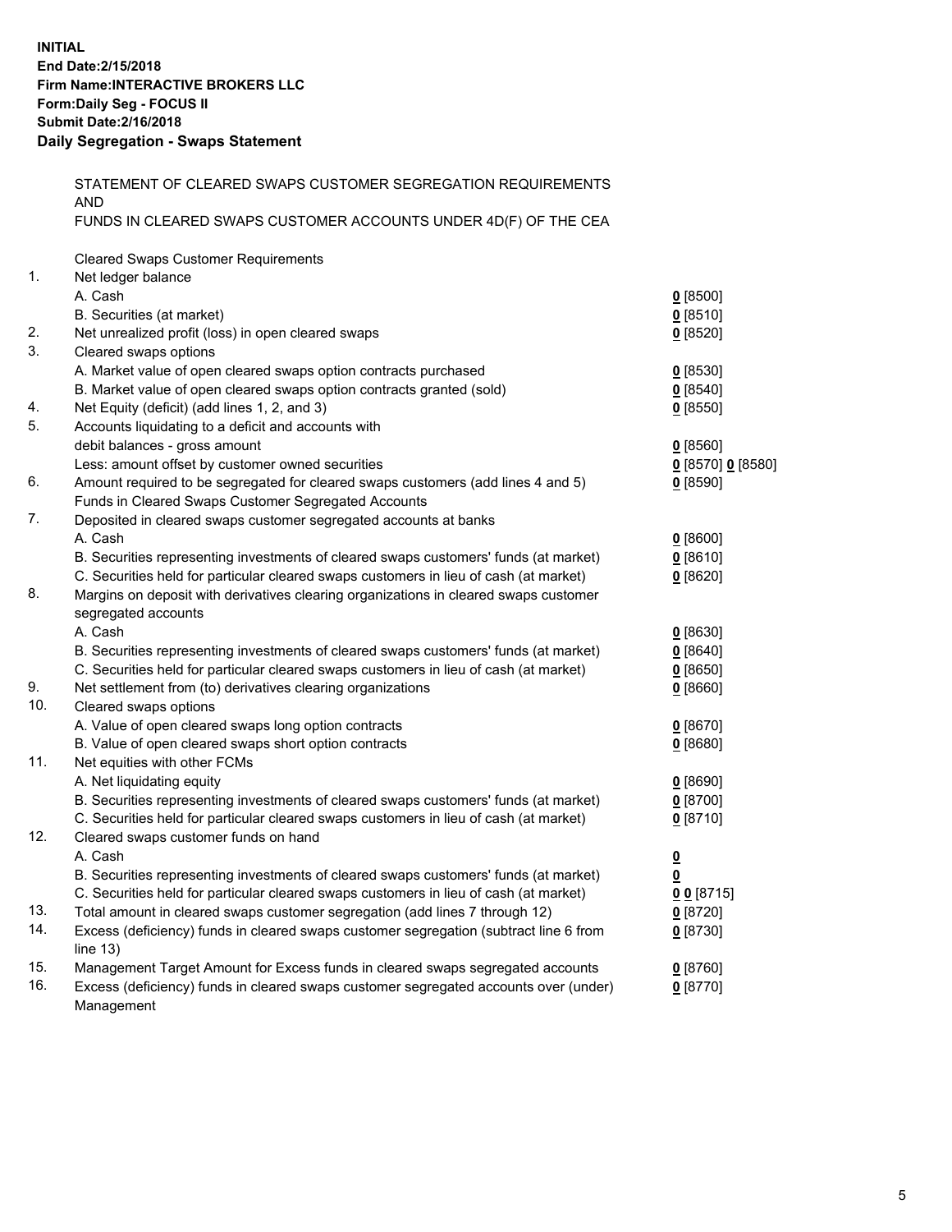**INITIAL**
**End Date:2/15/2018**
**Firm Name:INTERACTIVE BROKERS LLC**
**Form:Daily Seg - FOCUS II**
**Submit Date:2/16/2018**
**Daily Segregation - Swaps Statement**

STATEMENT OF CLEARED SWAPS CUSTOMER SEGREGATION REQUIREMENTS AND FUNDS IN CLEARED SWAPS CUSTOMER ACCOUNTS UNDER 4D(F) OF THE CEA

| | | |
|---|---|---|
| | Cleared Swaps Customer Requirements | |
| 1. | Net ledger balance | |
| | A. Cash | 0 [8500] |
| | B. Securities (at market) | 0 [8510] |
| 2. | Net unrealized profit (loss) in open cleared swaps | 0 [8520] |
| 3. | Cleared swaps options | |
| | A. Market value of open cleared swaps option contracts purchased | 0 [8530] |
| | B. Market value of open cleared swaps option contracts granted (sold) | 0 [8540] |
| 4. | Net Equity (deficit) (add lines 1, 2, and 3) | 0 [8550] |
| 5. | Accounts liquidating to a deficit and accounts with | |
| | debit balances - gross amount | 0 [8560] |
| | Less: amount offset by customer owned securities | 0 [8570] 0 [8580] |
| 6. | Amount required to be segregated for cleared swaps customers (add lines 4 and 5) | 0 [8590] |
| | Funds in Cleared Swaps Customer Segregated Accounts | |
| 7. | Deposited in cleared swaps customer segregated accounts at banks | |
| | A. Cash | 0 [8600] |
| | B. Securities representing investments of cleared swaps customers' funds (at market) | 0 [8610] |
| | C. Securities held for particular cleared swaps customers in lieu of cash (at market) | 0 [8620] |
| 8. | Margins on deposit with derivatives clearing organizations in cleared swaps customer segregated accounts | |
| | A. Cash | 0 [8630] |
| | B. Securities representing investments of cleared swaps customers' funds (at market) | 0 [8640] |
| | C. Securities held for particular cleared swaps customers in lieu of cash (at market) | 0 [8650] |
| 9. | Net settlement from (to) derivatives clearing organizations | 0 [8660] |
| 10. | Cleared swaps options | |
| | A. Value of open cleared swaps long option contracts | 0 [8670] |
| | B. Value of open cleared swaps short option contracts | 0 [8680] |
| 11. | Net equities with other FCMs | |
| | A. Net liquidating equity | 0 [8690] |
| | B. Securities representing investments of cleared swaps customers' funds (at market) | 0 [8700] |
| | C. Securities held for particular cleared swaps customers in lieu of cash (at market) | 0 [8710] |
| 12. | Cleared swaps customer funds on hand | |
| | A. Cash | 0 |
| | B. Securities representing investments of cleared swaps customers' funds (at market) | 0 |
| | C. Securities held for particular cleared swaps customers in lieu of cash (at market) | 0 0 [8715] |
| 13. | Total amount in cleared swaps customer segregation (add lines 7 through 12) | 0 [8720] |
| 14. | Excess (deficiency) funds in cleared swaps customer segregation (subtract line 6 from line 13) | 0 [8730] |
| 15. | Management Target Amount for Excess funds in cleared swaps segregated accounts | 0 [8760] |
| 16. | Excess (deficiency) funds in cleared swaps customer segregated accounts over (under) Management | 0 [8770] |